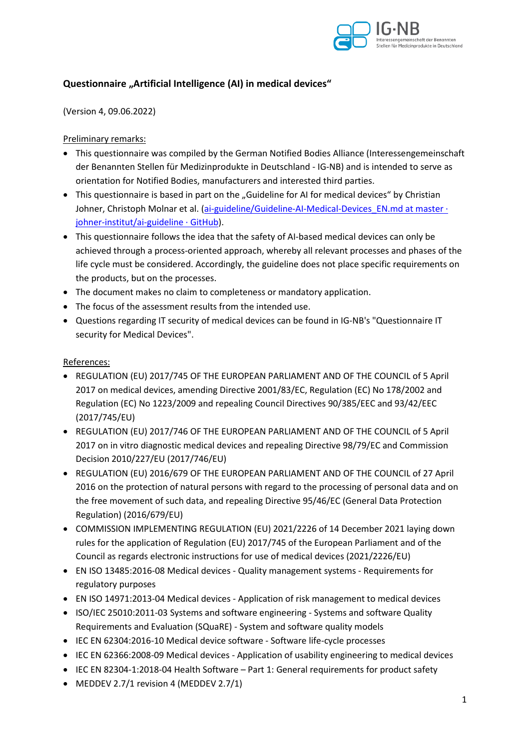# Questionnaire „Artificial Intelligence (AI) in medical devices“

(Version 4, 09.06.2022)

Preliminary remarks:

- This questionnaire was compiled by the German Notified Bodies Alliance (Interessengemeinschaft der Benannten Stellen für Medizinprodukte in Deutschland - IG-NB) and is intended to serve as orientation for Notified Bodies, manufacturers and interested third parties.
- This questionnaire is based in part on the „Guideline for AI for medical devices“ by Christian Johner, Christoph Molnar et al. (ai-guideline/Guideline-AI-Medical-Devices_EN.md at master · johner-institut/ai-guideline · GitHub).
- This questionnaire follows the idea that the safety of AI-based medical devices can only be achieved through a process-oriented approach, whereby all relevant processes and phases of the life cycle must be considered. Accordingly, the guideline does not place specific requirements on the products, but on the processes.
- The document makes no claim to completeness or mandatory application.
- The focus of the assessment results from the intended use.
- Questions regarding IT security of medical devices can be found in IG-NB's "Questionnaire IT security for Medical Devices".

References:

- REGULATION (EU) 2017/745 OF THE EUROPEAN PARLIAMENT AND OF THE COUNCIL of 5 April 2017 on medical devices, amending Directive 2001/83/EC, Regulation (EC) No 178/2002 and Regulation (EC) No 1223/2009 and repealing Council Directives 90/385/EEC and 93/42/EEC (2017/745/EU)
- REGULATION (EU) 2017/746 OF THE EUROPEAN PARLIAMENT AND OF THE COUNCIL of 5 April 2017 on in vitro diagnostic medical devices and repealing Directive 98/79/EC and Commission Decision 2010/227/EU (2017/746/EU)
- REGULATION (EU) 2016/679 OF THE EUROPEAN PARLIAMENT AND OF THE COUNCIL of 27 April 2016 on the protection of natural persons with regard to the processing of personal data and on the free movement of such data, and repealing Directive 95/46/EC (General Data Protection Regulation) (2016/679/EU)
- COMMISSION IMPLEMENTING REGULATION (EU) 2021/2226 of 14 December 2021 laying down rules for the application of Regulation (EU) 2017/745 of the European Parliament and of the Council as regards electronic instructions for use of medical devices (2021/2226/EU)
- EN ISO 13485:2016-08 Medical devices - Quality management systems - Requirements for regulatory purposes
- EN ISO 14971:2013-04 Medical devices - Application of risk management to medical devices
- ISO/IEC 25010:2011-03 Systems and software engineering - Systems and software Quality Requirements and Evaluation (SQuaRE) - System and software quality models
- IEC EN 62304:2016-10 Medical device software - Software life-cycle processes
- IEC EN 62366:2008-09 Medical devices - Application of usability engineering to medical devices
- IEC EN 82304-1:2018-04 Health Software – Part 1: General requirements for product safety
- MEDDEV 2.7/1 revision 4 (MEDDEV 2.7/1)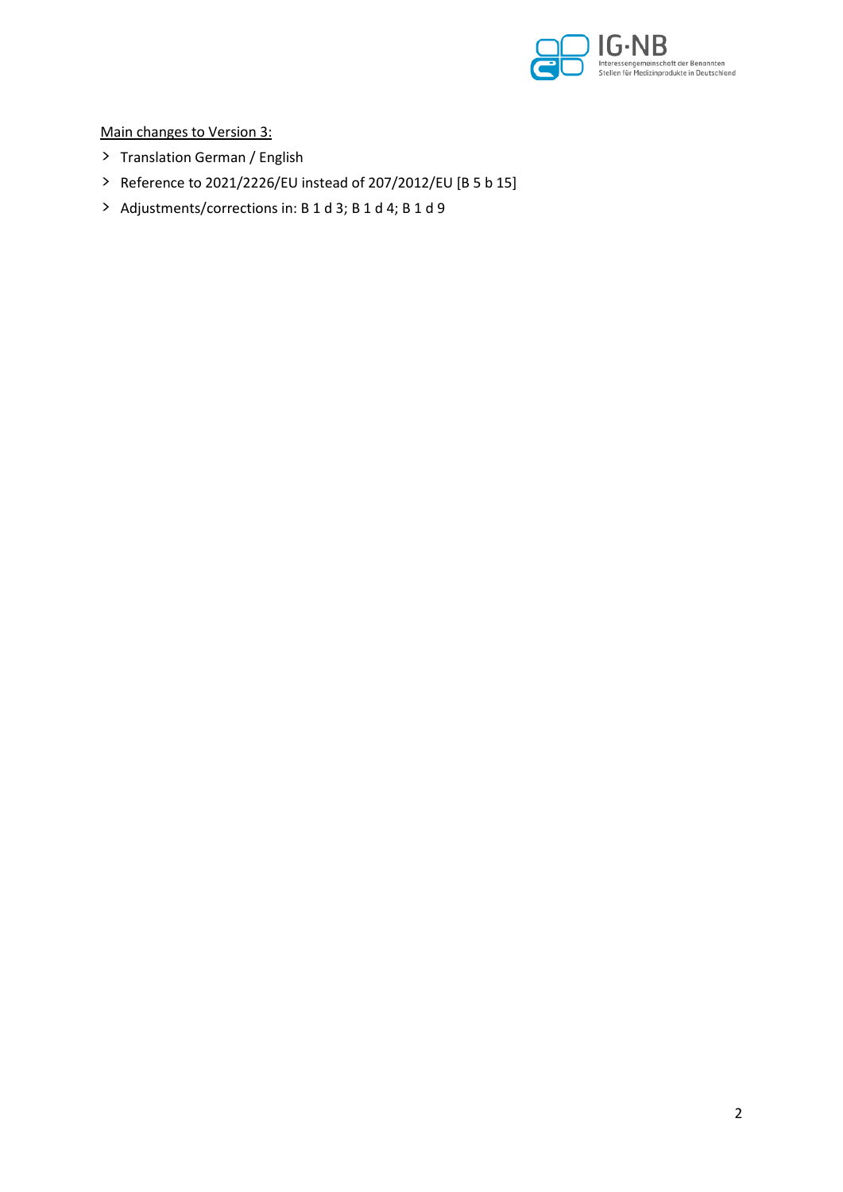Main changes to Version 3:

- Translation German / English
- Reference to 2021/2226/EU instead of 207/2012/EU [B 5 b 15]
- Adjustments/corrections in: B 1 d 3; B 1 d 4; B 1 d 9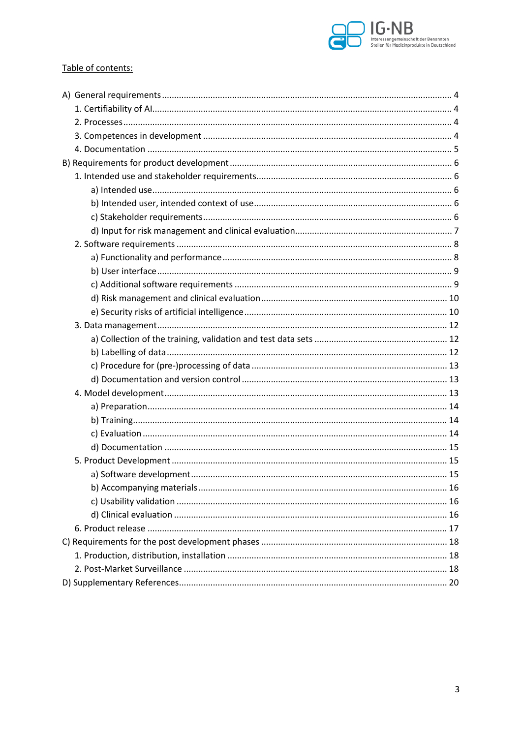Table of contents:

A) General requirements ... 4

1. Certifiability of AI ... 4
2. Processes ... 4
3. Competences in development ... 4
4. Documentation ... 5

B) Requirements for product development ... 6

1. Intended use and stakeholder requirements ... 6
   - a) Intended use ... 6
   - b) Intended user, intended context of use ... 6
   - c) Stakeholder requirements ... 6
   - d) Input for risk management and clinical evaluation ... 7
2. Software requirements ... 8
   - a) Functionality and performance ... 8
   - b) User interface ... 9
   - c) Additional software requirements ... 9
   - d) Risk management and clinical evaluation ... 10
   - e) Security risks of artificial intelligence ... 10
3. Data management ... 12
   - a) Collection of the training, validation and test data sets ... 12
   - b) Labelling of data ... 12
   - c) Procedure for (pre-)processing of data ... 13
   - d) Documentation and version control ... 13
4. Model development ... 13
   - a) Preparation ... 14
   - b) Training ... 14
   - c) Evaluation ... 14
   - d) Documentation ... 15
5. Product Development ... 15
   - a) Software development ... 15
   - b) Accompanying materials ... 16
   - c) Usability validation ... 16
   - d) Clinical evaluation ... 16
6. Product release ... 17

C) Requirements for the post development phases ... 18

1. Production, distribution, installation ... 18
2. Post-Market Surveillance ... 18

D) Supplementary References ... 20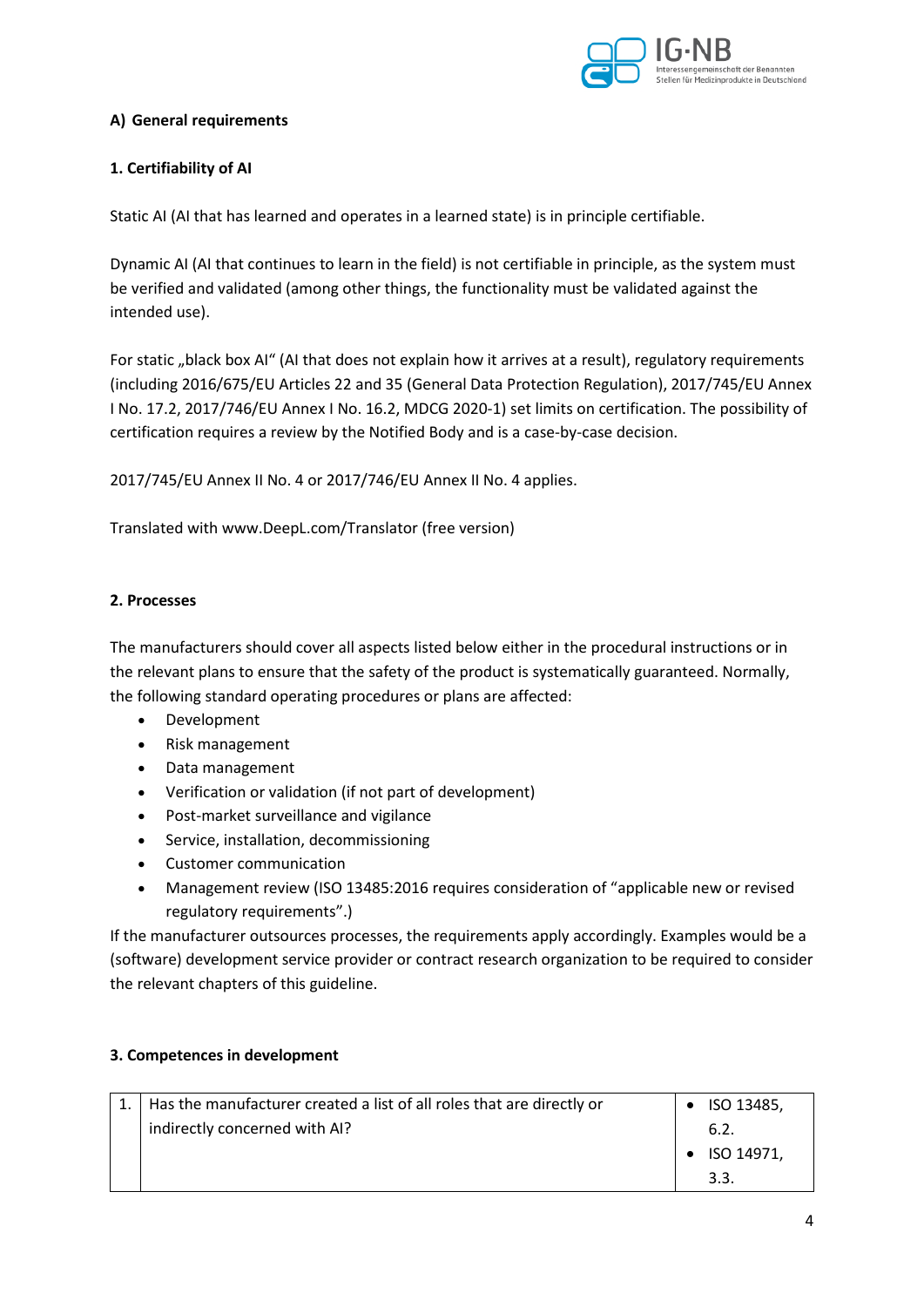## A) General requirements

### 1. Certifiability of AI

Static AI (AI that has learned and operates in a learned state) is in principle certifiable.

Dynamic AI (AI that continues to learn in the field) is not certifiable in principle, as the system must be verified and validated (among other things, the functionality must be validated against the intended use).

For static „black box AI" (AI that does not explain how it arrives at a result), regulatory requirements (including 2016/675/EU Articles 22 and 35 (General Data Protection Regulation), 2017/745/EU Annex I No. 17.2, 2017/746/EU Annex I No. 16.2, MDCG 2020-1) set limits on certification. The possibility of certification requires a review by the Notified Body and is a case-by-case decision.

2017/745/EU Annex II No. 4 or 2017/746/EU Annex II No. 4 applies.

Translated with www.DeepL.com/Translator (free version)

### 2. Processes

The manufacturers should cover all aspects listed below either in the procedural instructions or in the relevant plans to ensure that the safety of the product is systematically guaranteed. Normally, the following standard operating procedures or plans are affected:

- Development
- Risk management
- Data management
- Verification or validation (if not part of development)
- Post-market surveillance and vigilance
- Service, installation, decommissioning
- Customer communication
- Management review (ISO 13485:2016 requires consideration of "applicable new or revised regulatory requirements".)

If the manufacturer outsources processes, the requirements apply accordingly. Examples would be a (software) development service provider or contract research organization to be required to consider the relevant chapters of this guideline.

### 3. Competences in development

| | | |
|---|---|---|
| 1. | Has the manufacturer created a list of all roles that are directly or indirectly concerned with AI? | • ISO 13485, 6.2.<br>• ISO 14971, 3.3. |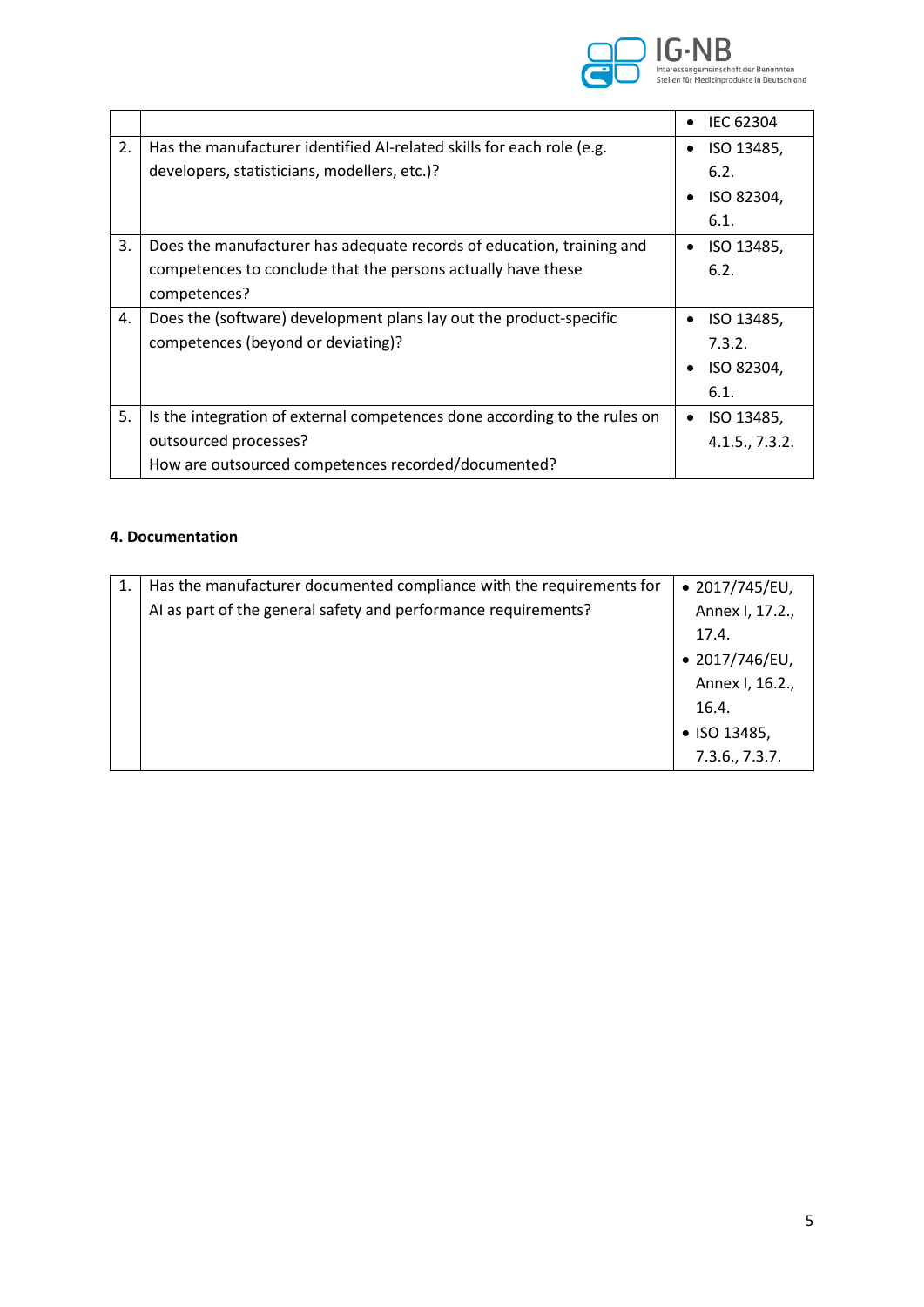| | | |
|---|---|---|
| | | • IEC 62304 |
| 2. | Has the manufacturer identified AI-related skills for each role (e.g. developers, statisticians, modellers, etc.)? | • ISO 13485, 6.2.<br>• ISO 82304, 6.1. |
| 3. | Does the manufacturer has adequate records of education, training and competences to conclude that the persons actually have these competences? | • ISO 13485, 6.2. |
| 4. | Does the (software) development plans lay out the product-specific competences (beyond or deviating)? | • ISO 13485, 7.3.2.<br>• ISO 82304, 6.1. |
| 5. | Is the integration of external competences done according to the rules on outsourced processes?<br>How are outsourced competences recorded/documented? | • ISO 13485, 4.1.5., 7.3.2. |

**4. Documentation**

| | | |
|---|---|---|
| 1. | Has the manufacturer documented compliance with the requirements for AI as part of the general safety and performance requirements? | • 2017/745/EU, Annex I, 17.2., 17.4.<br>• 2017/746/EU, Annex I, 16.2., 16.4.<br>• ISO 13485, 7.3.6., 7.3.7. |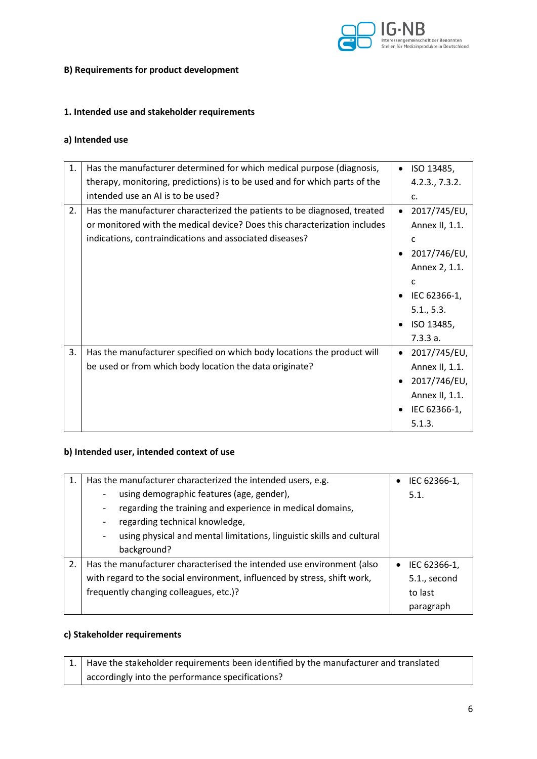**B) Requirements for product development**

**1. Intended use and stakeholder requirements**

**a) Intended use**

| | | |
|---|---|---|
| 1. | Has the manufacturer determined for which medical purpose (diagnosis, therapy, monitoring, predictions) is to be used and for which parts of the intended use an AI is to be used? | • ISO 13485, 4.2.3., 7.3.2. c. |
| 2. | Has the manufacturer characterized the patients to be diagnosed, treated or monitored with the medical device? Does this characterization includes indications, contraindications and associated diseases? | • 2017/745/EU, Annex II, 1.1. c<br>• 2017/746/EU, Annex 2, 1.1. c<br>• IEC 62366-1, 5.1., 5.3.<br>• ISO 13485, 7.3.3 a. |
| 3. | Has the manufacturer specified on which body locations the product will be used or from which body location the data originate? | • 2017/745/EU, Annex II, 1.1.<br>• 2017/746/EU, Annex II, 1.1.<br>• IEC 62366-1, 5.1.3. |

**b) Intended user, intended context of use**

| | | |
|---|---|---|
| 1. | Has the manufacturer characterized the intended users, e.g.<br>- using demographic features (age, gender),<br>- regarding the training and experience in medical domains,<br>- regarding technical knowledge,<br>- using physical and mental limitations, linguistic skills and cultural background? | • IEC 62366-1, 5.1. |
| 2. | Has the manufacturer characterised the intended use environment (also with regard to the social environment, influenced by stress, shift work, frequently changing colleagues, etc.)? | • IEC 62366-1, 5.1., second to last paragraph |

**c) Stakeholder requirements**

| | |
|---|---|
| 1. | Have the stakeholder requirements been identified by the manufacturer and translated accordingly into the performance specifications? |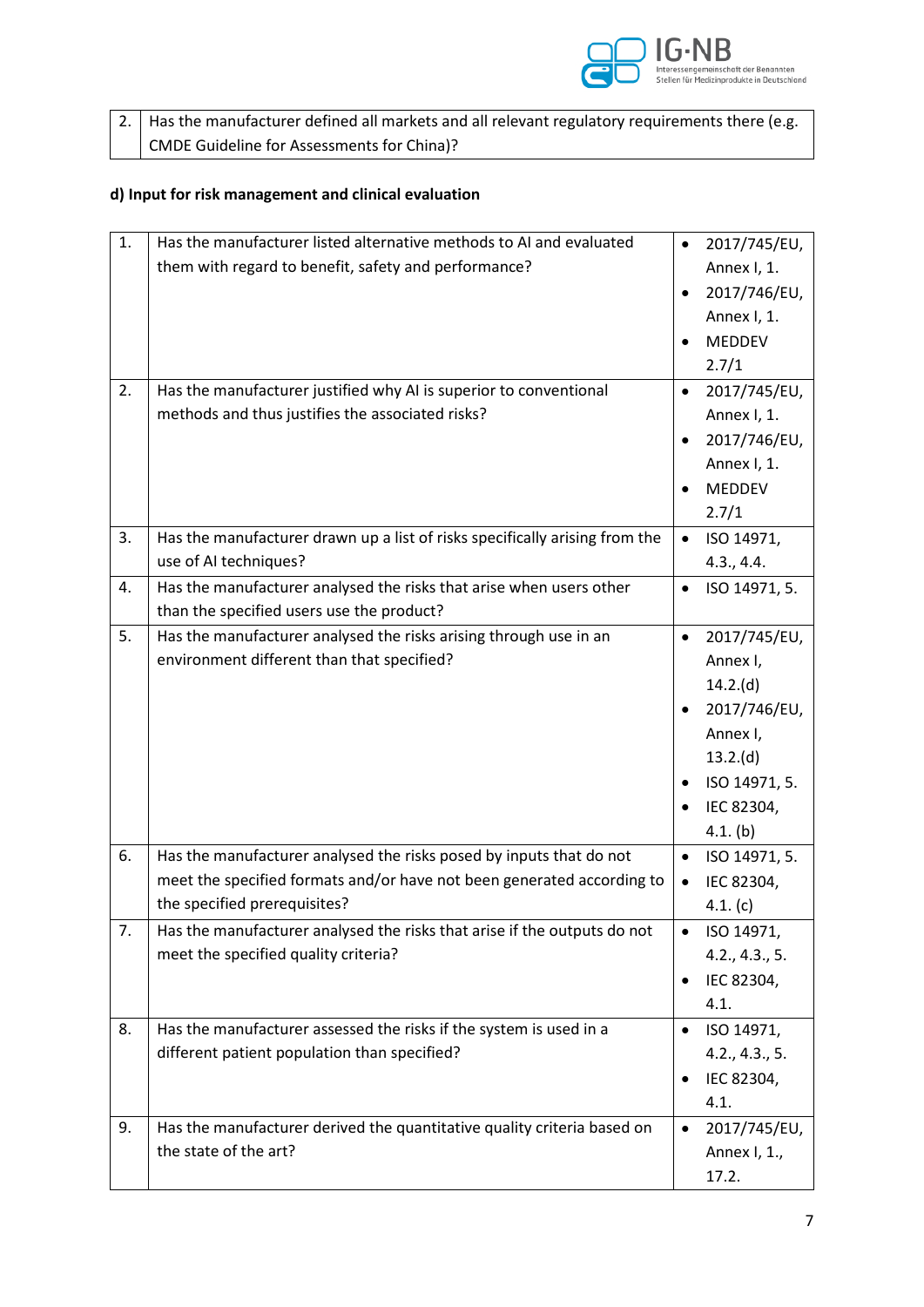| 2. | Has the manufacturer defined all markets and all relevant regulatory requirements there (e.g. CMDE Guideline for Assessments for China)? |
|---|---|

### d) Input for risk management and clinical evaluation

| | | |
|---|---|---|
| 1. | Has the manufacturer listed alternative methods to AI and evaluated them with regard to benefit, safety and performance? | • 2017/745/EU, Annex I, 1.<br>• 2017/746/EU, Annex I, 1.<br>• MEDDEV 2.7/1 |
| 2. | Has the manufacturer justified why AI is superior to conventional methods and thus justifies the associated risks? | • 2017/745/EU, Annex I, 1.<br>• 2017/746/EU, Annex I, 1.<br>• MEDDEV 2.7/1 |
| 3. | Has the manufacturer drawn up a list of risks specifically arising from the use of AI techniques? | • ISO 14971, 4.3., 4.4. |
| 4. | Has the manufacturer analysed the risks that arise when users other than the specified users use the product? | • ISO 14971, 5. |
| 5. | Has the manufacturer analysed the risks arising through use in an environment different than that specified? | • 2017/745/EU, Annex I, 14.2.(d)<br>• 2017/746/EU, Annex I, 13.2.(d)<br>• ISO 14971, 5.<br>• IEC 82304, 4.1. (b) |
| 6. | Has the manufacturer analysed the risks posed by inputs that do not meet the specified formats and/or have not been generated according to the specified prerequisites? | • ISO 14971, 5.<br>• IEC 82304, 4.1. (c) |
| 7. | Has the manufacturer analysed the risks that arise if the outputs do not meet the specified quality criteria? | • ISO 14971, 4.2., 4.3., 5.<br>• IEC 82304, 4.1. |
| 8. | Has the manufacturer assessed the risks if the system is used in a different patient population than specified? | • ISO 14971, 4.2., 4.3., 5.<br>• IEC 82304, 4.1. |
| 9. | Has the manufacturer derived the quantitative quality criteria based on the state of the art? | • 2017/745/EU, Annex I, 1., 17.2. |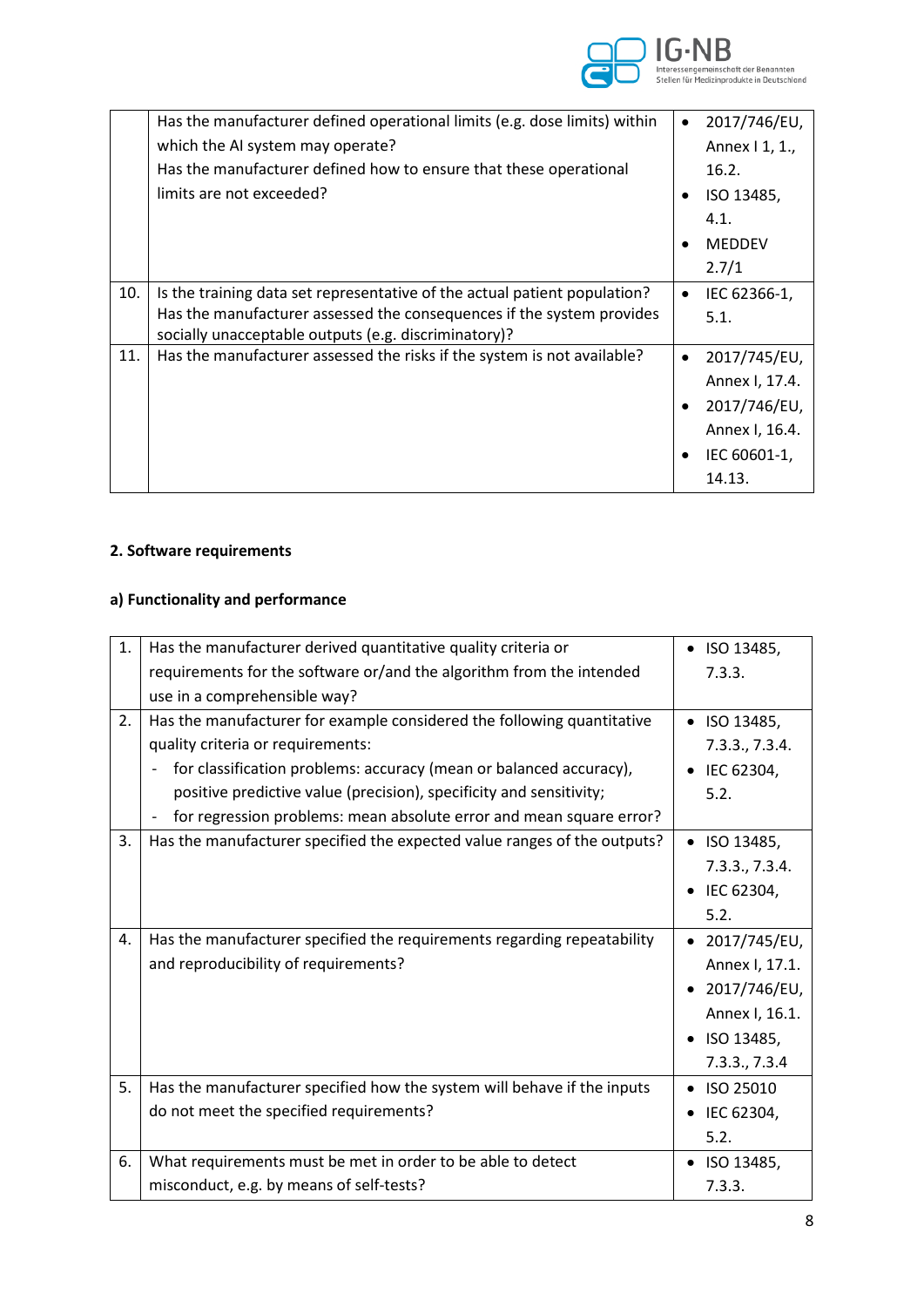| | | |
|---|---|---|
| | Has the manufacturer defined operational limits (e.g. dose limits) within which the AI system may operate?<br>Has the manufacturer defined how to ensure that these operational limits are not exceeded? | • 2017/746/EU, Annex I 1, 1., 16.2.<br>• ISO 13485, 4.1.<br>• MEDDEV 2.7/1 |
| 10. | Is the training data set representative of the actual patient population?<br>Has the manufacturer assessed the consequences if the system provides socially unacceptable outputs (e.g. discriminatory)? | • IEC 62366-1, 5.1. |
| 11. | Has the manufacturer assessed the risks if the system is not available? | • 2017/745/EU, Annex I, 17.4.<br>• 2017/746/EU, Annex I, 16.4.<br>• IEC 60601-1, 14.13. |

**2. Software requirements**

**a) Functionality and performance**

| | | |
|---|---|---|
| 1. | Has the manufacturer derived quantitative quality criteria or requirements for the software or/and the algorithm from the intended use in a comprehensible way? | • ISO 13485, 7.3.3. |
| 2. | Has the manufacturer for example considered the following quantitative quality criteria or requirements:<br>- for classification problems: accuracy (mean or balanced accuracy), positive predictive value (precision), specificity and sensitivity;<br>- for regression problems: mean absolute error and mean square error? | • ISO 13485, 7.3.3., 7.3.4.<br>• IEC 62304, 5.2. |
| 3. | Has the manufacturer specified the expected value ranges of the outputs? | • ISO 13485, 7.3.3., 7.3.4.<br>• IEC 62304, 5.2. |
| 4. | Has the manufacturer specified the requirements regarding repeatability and reproducibility of requirements? | • 2017/745/EU, Annex I, 17.1.<br>• 2017/746/EU, Annex I, 16.1.<br>• ISO 13485, 7.3.3., 7.3.4 |
| 5. | Has the manufacturer specified how the system will behave if the inputs do not meet the specified requirements? | • ISO 25010<br>• IEC 62304, 5.2. |
| 6. | What requirements must be met in order to be able to detect misconduct, e.g. by means of self-tests? | • ISO 13485, 7.3.3. |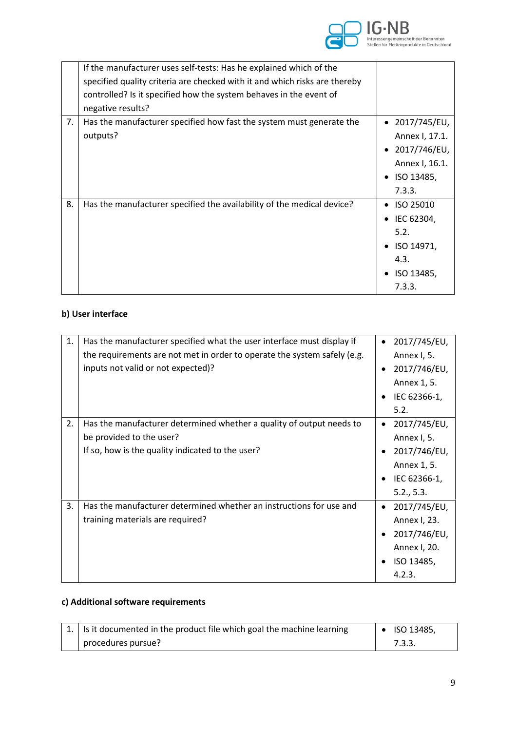| | | |
|---|---|---|
| | If the manufacturer uses self-tests: Has he explained which of the specified quality criteria are checked with it and which risks are thereby controlled? Is it specified how the system behaves in the event of negative results? | |
| 7. | Has the manufacturer specified how fast the system must generate the outputs? | • 2017/745/EU, Annex I, 17.1.<br>• 2017/746/EU, Annex I, 16.1.<br>• ISO 13485, 7.3.3. |
| 8. | Has the manufacturer specified the availability of the medical device? | • ISO 25010<br>• IEC 62304, 5.2.<br>• ISO 14971, 4.3.<br>• ISO 13485, 7.3.3. |

**b) User interface**

| | | |
|---|---|---|
| 1. | Has the manufacturer specified what the user interface must display if the requirements are not met in order to operate the system safely (e.g. inputs not valid or not expected)? | • 2017/745/EU, Annex I, 5.<br>• 2017/746/EU, Annex 1, 5.<br>• IEC 62366-1, 5.2. |
| 2. | Has the manufacturer determined whether a quality of output needs to be provided to the user?<br>If so, how is the quality indicated to the user? | • 2017/745/EU, Annex I, 5.<br>• 2017/746/EU, Annex 1, 5.<br>• IEC 62366-1, 5.2., 5.3. |
| 3. | Has the manufacturer determined whether an instructions for use and training materials are required? | • 2017/745/EU, Annex I, 23.<br>• 2017/746/EU, Annex I, 20.<br>• ISO 13485, 4.2.3. |

**c) Additional software requirements**

| | | |
|---|---|---|
| 1. | Is it documented in the product file which goal the machine learning procedures pursue? | • ISO 13485, 7.3.3. |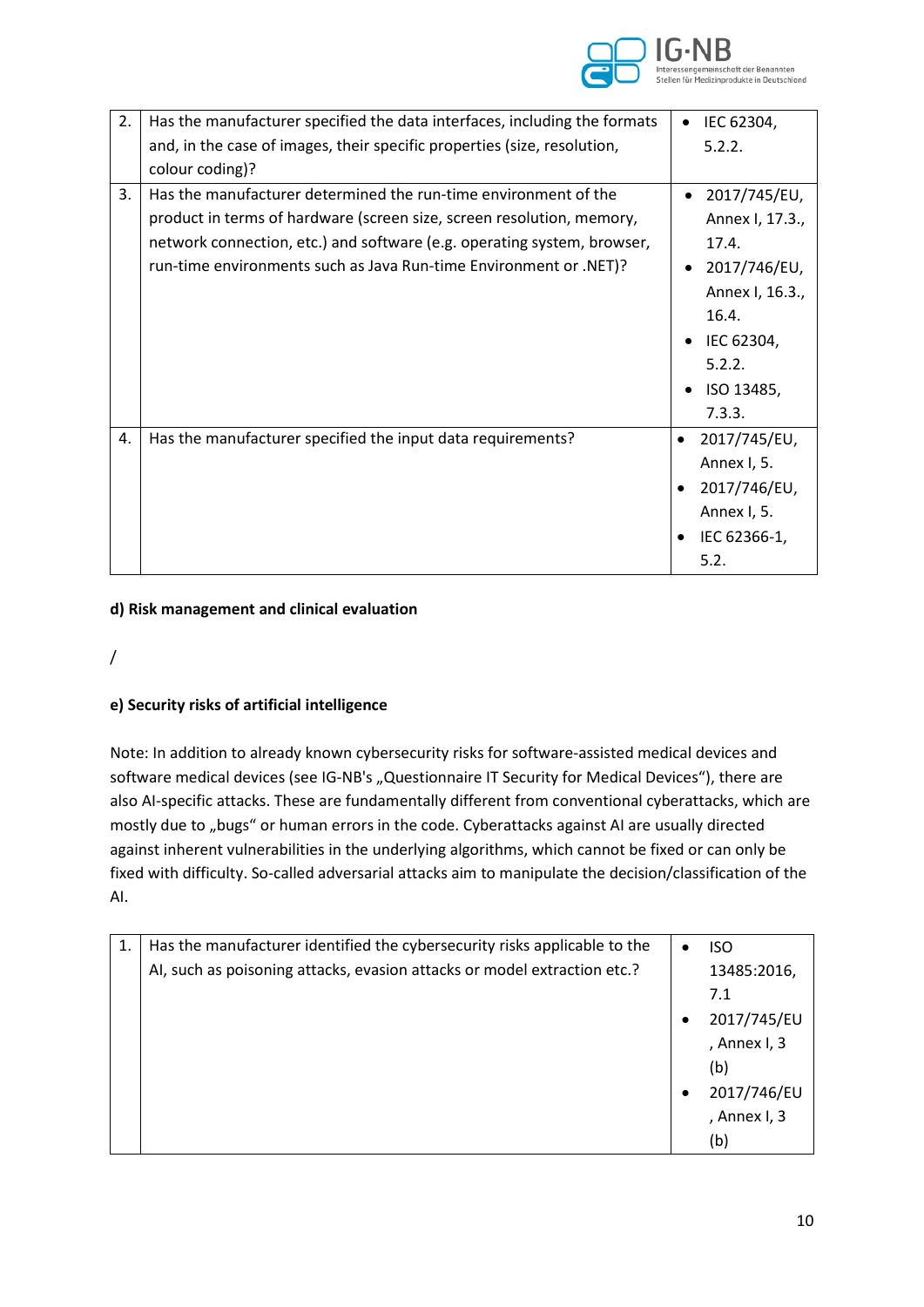| 2. | Has the manufacturer specified the data interfaces, including the formats and, in the case of images, their specific properties (size, resolution, colour coding)? | • IEC 62304, 5.2.2. |
|---|---|---|
| 3. | Has the manufacturer determined the run-time environment of the product in terms of hardware (screen size, screen resolution, memory, network connection, etc.) and software (e.g. operating system, browser, run-time environments such as Java Run-time Environment or .NET)? | • 2017/745/EU, Annex I, 17.3., 17.4.<br>• 2017/746/EU, Annex I, 16.3., 16.4.<br>• IEC 62304, 5.2.2.<br>• ISO 13485, 7.3.3. |
| 4. | Has the manufacturer specified the input data requirements? | • 2017/745/EU, Annex I, 5.<br>• 2017/746/EU, Annex I, 5.<br>• IEC 62366-1, 5.2. |

**d) Risk management and clinical evaluation**

/

**e) Security risks of artificial intelligence**

Note: In addition to already known cybersecurity risks for software-assisted medical devices and software medical devices (see IG-NB's „Questionnaire IT Security for Medical Devices“), there are also AI-specific attacks. These are fundamentally different from conventional cyberattacks, which are mostly due to „bugs“ or human errors in the code. Cyberattacks against AI are usually directed against inherent vulnerabilities in the underlying algorithms, which cannot be fixed or can only be fixed with difficulty. So-called adversarial attacks aim to manipulate the decision/classification of the AI.

| 1. | Has the manufacturer identified the cybersecurity risks applicable to the AI, such as poisoning attacks, evasion attacks or model extraction etc.? | • ISO 13485:2016, 7.1<br>• 2017/745/EU, Annex I, 3 (b)<br>• 2017/746/EU, Annex I, 3 (b) |
|---|---|---|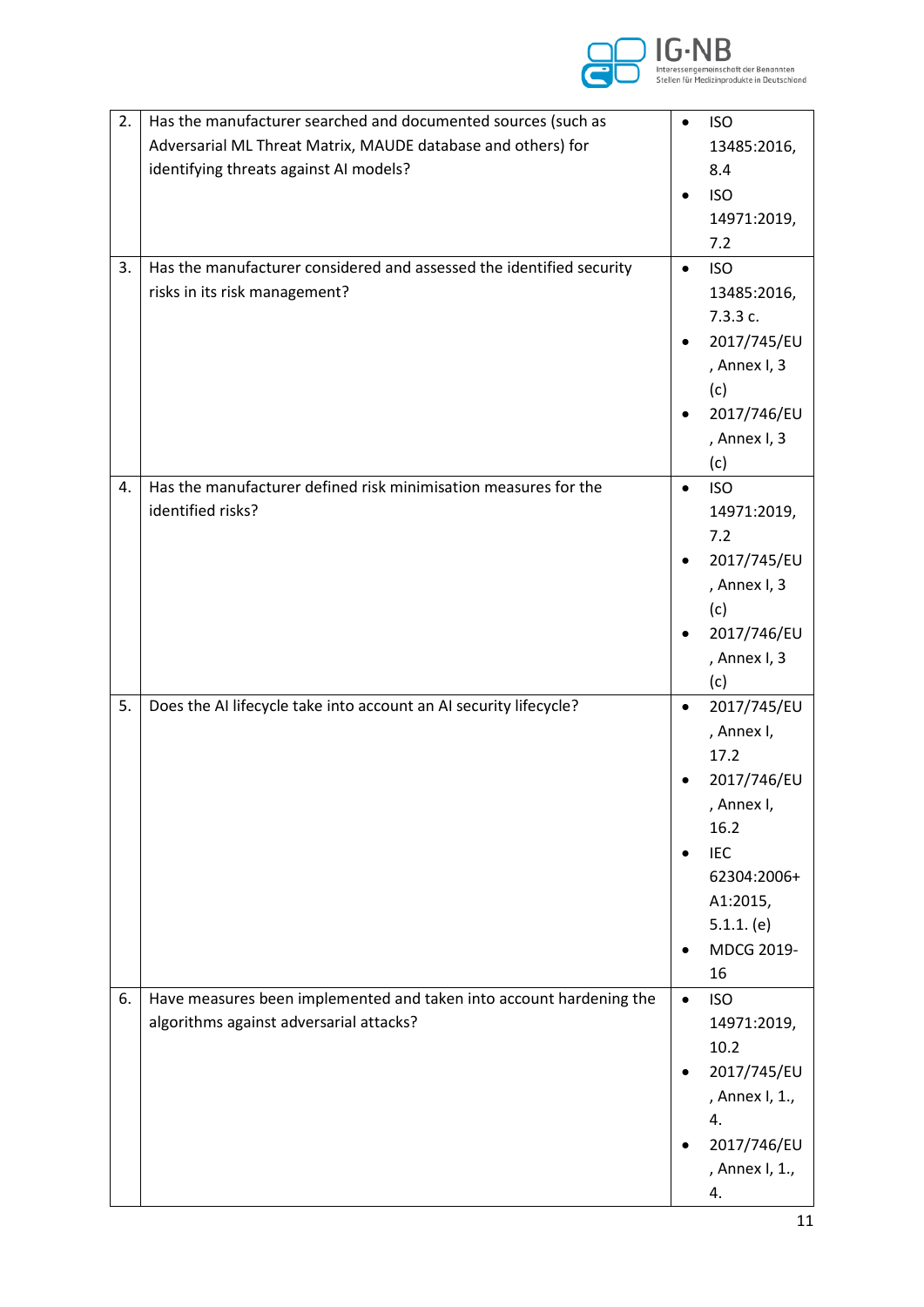| | | |
|---|---|---|
| 2. | Has the manufacturer searched and documented sources (such as Adversarial ML Threat Matrix, MAUDE database and others) for identifying threats against AI models? | • ISO 13485:2016, 8.4<br>• ISO 14971:2019, 7.2 |
| 3. | Has the manufacturer considered and assessed the identified security risks in its risk management? | • ISO 13485:2016, 7.3.3 c.<br>• 2017/745/EU, Annex I, 3 (c)<br>• 2017/746/EU, Annex I, 3 (c) |
| 4. | Has the manufacturer defined risk minimisation measures for the identified risks? | • ISO 14971:2019, 7.2<br>• 2017/745/EU, Annex I, 3 (c)<br>• 2017/746/EU, Annex I, 3 (c) |
| 5. | Does the AI lifecycle take into account an AI security lifecycle? | • 2017/745/EU, Annex I, 17.2<br>• 2017/746/EU, Annex I, 16.2<br>• IEC 62304:2006+A1:2015, 5.1.1. (e)<br>• MDCG 2019-16 |
| 6. | Have measures been implemented and taken into account hardening the algorithms against adversarial attacks? | • ISO 14971:2019, 10.2<br>• 2017/745/EU, Annex I, 1., 4.<br>• 2017/746/EU, Annex I, 1., 4. |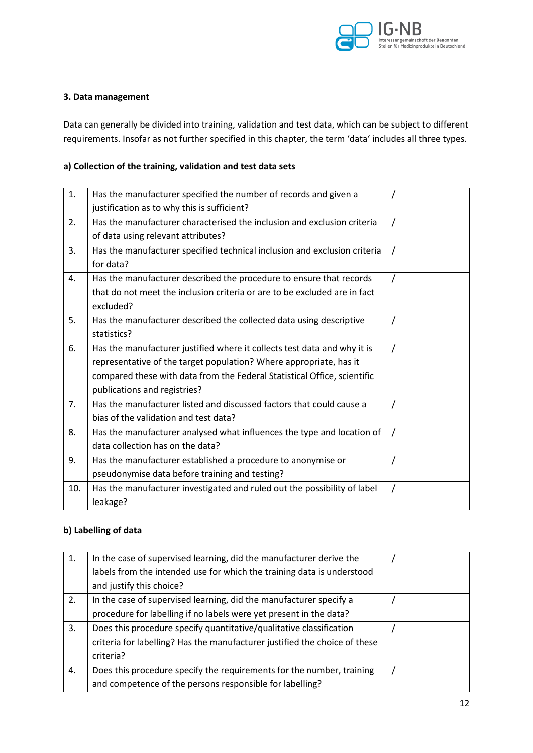### 3. Data management

Data can generally be divided into training, validation and test data, which can be subject to different requirements. Insofar as not further specified in this chapter, the term 'data' includes all three types.

#### a) Collection of the training, validation and test data sets

| | | |
|---|---|---|
| 1. | Has the manufacturer specified the number of records and given a justification as to why this is sufficient? | / |
| 2. | Has the manufacturer characterised the inclusion and exclusion criteria of data using relevant attributes? | / |
| 3. | Has the manufacturer specified technical inclusion and exclusion criteria for data? | / |
| 4. | Has the manufacturer described the procedure to ensure that records that do not meet the inclusion criteria or are to be excluded are in fact excluded? | / |
| 5. | Has the manufacturer described the collected data using descriptive statistics? | / |
| 6. | Has the manufacturer justified where it collects test data and why it is representative of the target population? Where appropriate, has it compared these with data from the Federal Statistical Office, scientific publications and registries? | / |
| 7. | Has the manufacturer listed and discussed factors that could cause a bias of the validation and test data? | / |
| 8. | Has the manufacturer analysed what influences the type and location of data collection has on the data? | / |
| 9. | Has the manufacturer established a procedure to anonymise or pseudonymise data before training and testing? | / |
| 10. | Has the manufacturer investigated and ruled out the possibility of label leakage? | / |

#### b) Labelling of data

| | | |
|---|---|---|
| 1. | In the case of supervised learning, did the manufacturer derive the labels from the intended use for which the training data is understood and justify this choice? | / |
| 2. | In the case of supervised learning, did the manufacturer specify a procedure for labelling if no labels were yet present in the data? | / |
| 3. | Does this procedure specify quantitative/qualitative classification criteria for labelling? Has the manufacturer justified the choice of these criteria? | / |
| 4. | Does this procedure specify the requirements for the number, training and competence of the persons responsible for labelling? | / |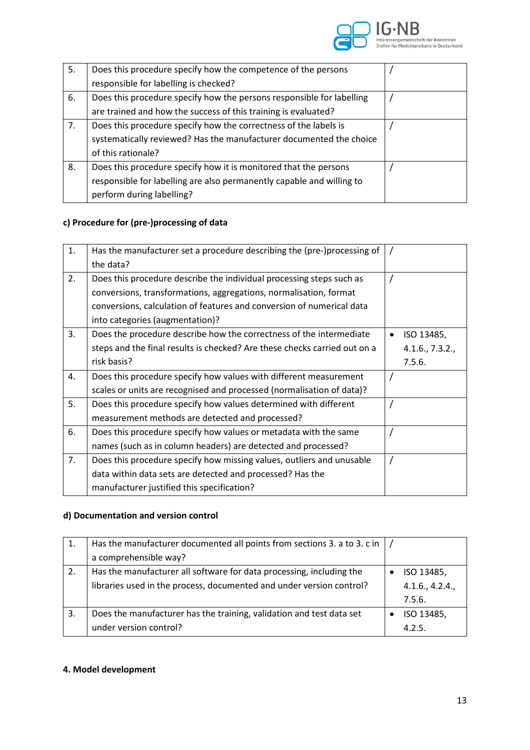| | | |
|---|---|---|
| 5. | Does this procedure specify how the competence of the persons responsible for labelling is checked? | / |
| 6. | Does this procedure specify how the persons responsible for labelling are trained and how the success of this training is evaluated? | / |
| 7. | Does this procedure specify how the correctness of the labels is systematically reviewed? Has the manufacturer documented the choice of this rationale? | / |
| 8. | Does this procedure specify how it is monitored that the persons responsible for labelling are also permanently capable and willing to perform during labelling? | / |

**c) Procedure for (pre-)processing of data**

| | | |
|---|---|---|
| 1. | Has the manufacturer set a procedure describing the (pre-)processing of the data? | / |
| 2. | Does this procedure describe the individual processing steps such as conversions, transformations, aggregations, normalisation, format conversions, calculation of features and conversion of numerical data into categories (augmentation)? | / |
| 3. | Does the procedure describe how the correctness of the intermediate steps and the final results is checked? Are these checks carried out on a risk basis? | • ISO 13485, 4.1.6., 7.3.2., 7.5.6. |
| 4. | Does this procedure specify how values with different measurement scales or units are recognised and processed (normalisation of data)? | / |
| 5. | Does this procedure specify how values determined with different measurement methods are detected and processed? | / |
| 6. | Does this procedure specify how values or metadata with the same names (such as in column headers) are detected and processed? | / |
| 7. | Does this procedure specify how missing values, outliers and unusable data within data sets are detected and processed? Has the manufacturer justified this specification? | / |

**d) Documentation and version control**

| | | |
|---|---|---|
| 1. | Has the manufacturer documented all points from sections 3. a to 3. c in a comprehensible way? | / |
| 2. | Has the manufacturer all software for data processing, including the libraries used in the process, documented and under version control? | • ISO 13485, 4.1.6., 4.2.4., 7.5.6. |
| 3. | Does the manufacturer has the training, validation and test data set under version control? | • ISO 13485, 4.2.5. |

**4. Model development**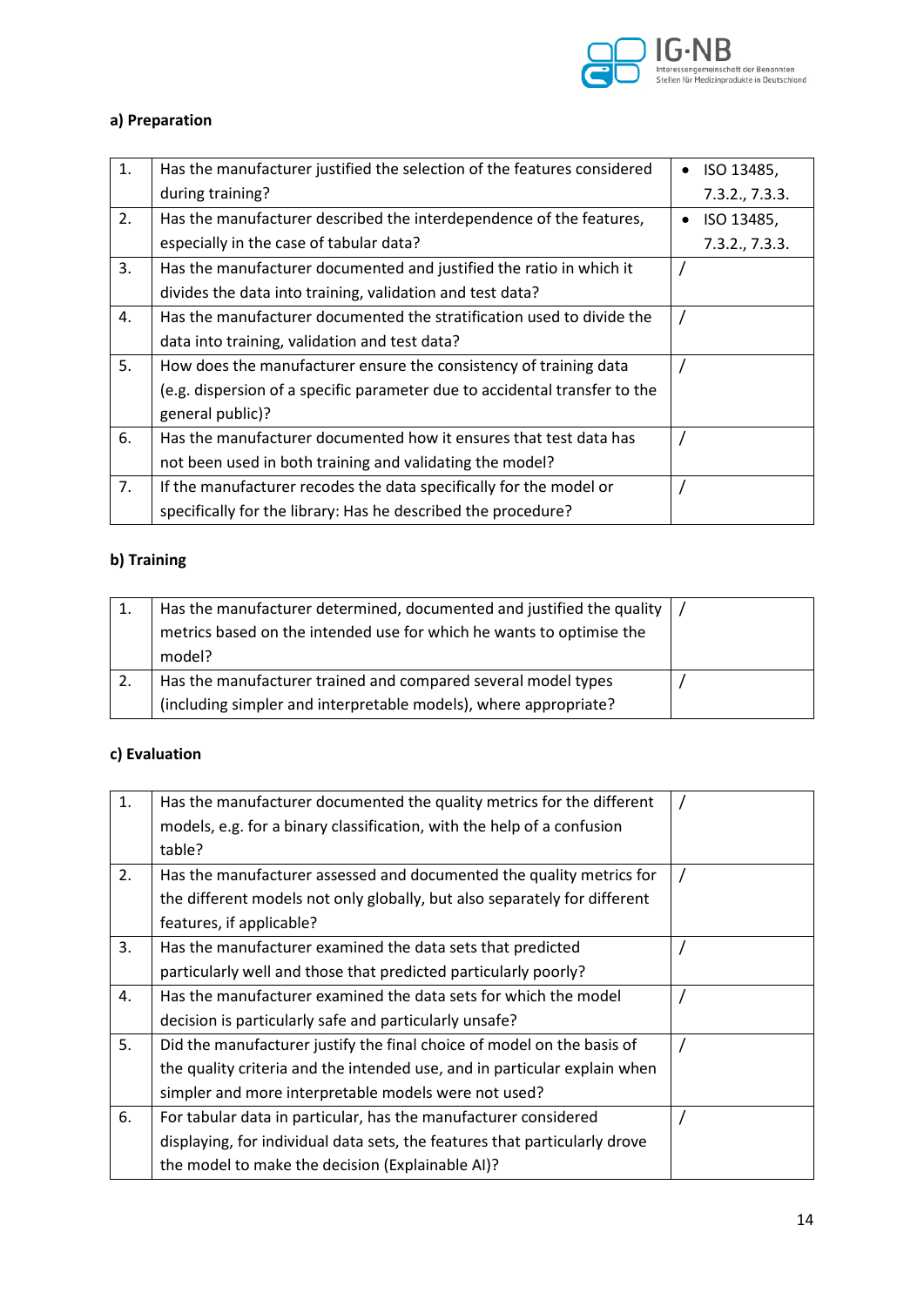**a) Preparation**

| | | |
|---|---|---|
| 1. | Has the manufacturer justified the selection of the features considered during training? | • ISO 13485, 7.3.2., 7.3.3. |
| 2. | Has the manufacturer described the interdependence of the features, especially in the case of tabular data? | • ISO 13485, 7.3.2., 7.3.3. |
| 3. | Has the manufacturer documented and justified the ratio in which it divides the data into training, validation and test data? | / |
| 4. | Has the manufacturer documented the stratification used to divide the data into training, validation and test data? | / |
| 5. | How does the manufacturer ensure the consistency of training data (e.g. dispersion of a specific parameter due to accidental transfer to the general public)? | / |
| 6. | Has the manufacturer documented how it ensures that test data has not been used in both training and validating the model? | / |
| 7. | If the manufacturer recodes the data specifically for the model or specifically for the library: Has he described the procedure? | / |

**b) Training**

| | | |
|---|---|---|
| 1. | Has the manufacturer determined, documented and justified the quality metrics based on the intended use for which he wants to optimise the model? | / |
| 2. | Has the manufacturer trained and compared several model types (including simpler and interpretable models), where appropriate? | / |

**c) Evaluation**

| | | |
|---|---|---|
| 1. | Has the manufacturer documented the quality metrics for the different models, e.g. for a binary classification, with the help of a confusion table? | / |
| 2. | Has the manufacturer assessed and documented the quality metrics for the different models not only globally, but also separately for different features, if applicable? | / |
| 3. | Has the manufacturer examined the data sets that predicted particularly well and those that predicted particularly poorly? | / |
| 4. | Has the manufacturer examined the data sets for which the model decision is particularly safe and particularly unsafe? | / |
| 5. | Did the manufacturer justify the final choice of model on the basis of the quality criteria and the intended use, and in particular explain when simpler and more interpretable models were not used? | / |
| 6. | For tabular data in particular, has the manufacturer considered displaying, for individual data sets, the features that particularly drove the model to make the decision (Explainable AI)? | / |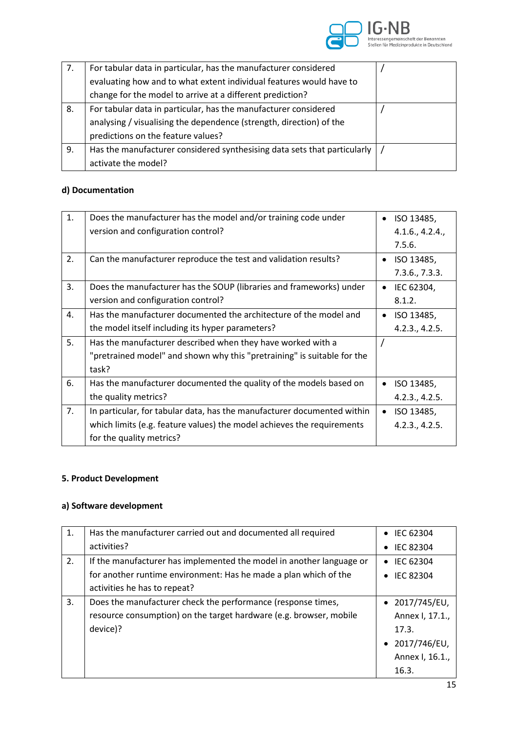| | | |
|---|---|---|
| 7. | For tabular data in particular, has the manufacturer considered evaluating how and to what extent individual features would have to change for the model to arrive at a different prediction? | / |
| 8. | For tabular data in particular, has the manufacturer considered analysing / visualising the dependence (strength, direction) of the predictions on the feature values? | / |
| 9. | Has the manufacturer considered synthesising data sets that particularly activate the model? | / |

**d) Documentation**

| | | |
|---|---|---|
| 1. | Does the manufacturer has the model and/or training code under version and configuration control? | • ISO 13485, 4.1.6., 4.2.4., 7.5.6. |
| 2. | Can the manufacturer reproduce the test and validation results? | • ISO 13485, 7.3.6., 7.3.3. |
| 3. | Does the manufacturer has the SOUP (libraries and frameworks) under version and configuration control? | • IEC 62304, 8.1.2. |
| 4. | Has the manufacturer documented the architecture of the model and the model itself including its hyper parameters? | • ISO 13485, 4.2.3., 4.2.5. |
| 5. | Has the manufacturer described when they have worked with a "pretrained model" and shown why this "pretraining" is suitable for the task? | / |
| 6. | Has the manufacturer documented the quality of the models based on the quality metrics? | • ISO 13485, 4.2.3., 4.2.5. |
| 7. | In particular, for tabular data, has the manufacturer documented within which limits (e.g. feature values) the model achieves the requirements for the quality metrics? | • ISO 13485, 4.2.3., 4.2.5. |

**5. Product Development**

**a) Software development**

| | | |
|---|---|---|
| 1. | Has the manufacturer carried out and documented all required activities? | • IEC 62304<br>• IEC 82304 |
| 2. | If the manufacturer has implemented the model in another language or for another runtime environment: Has he made a plan which of the activities he has to repeat? | • IEC 62304<br>• IEC 82304 |
| 3. | Does the manufacturer check the performance (response times, resource consumption) on the target hardware (e.g. browser, mobile device)? | • 2017/745/EU, Annex I, 17.1., 17.3.<br>• 2017/746/EU, Annex I, 16.1., 16.3. |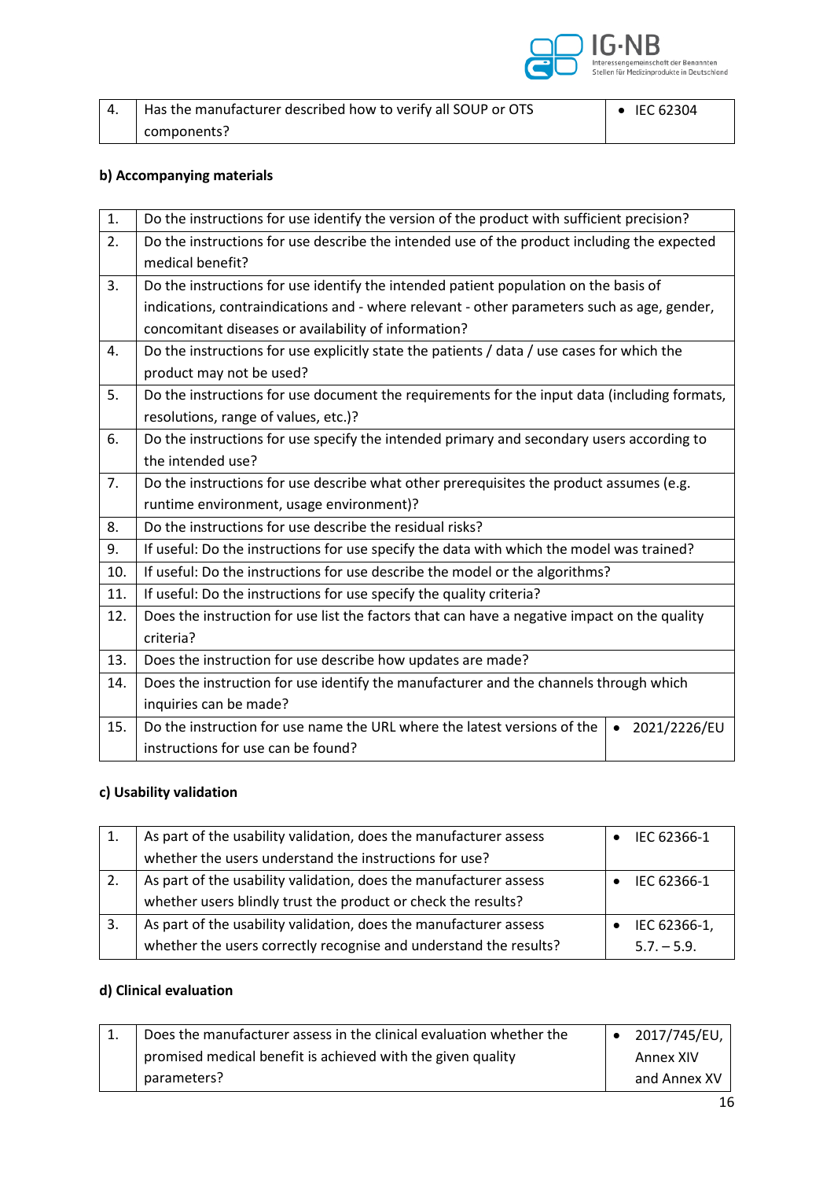| 4. | Has the manufacturer described how to verify all SOUP or OTS components? | • IEC 62304 |
|---|---|---|

**b) Accompanying materials**

| 1. | Do the instructions for use identify the version of the product with sufficient precision? | |
|---|---|---|
| 2. | Do the instructions for use describe the intended use of the product including the expected medical benefit? | |
| 3. | Do the instructions for use identify the intended patient population on the basis of indications, contraindications and - where relevant - other parameters such as age, gender, concomitant diseases or availability of information? | |
| 4. | Do the instructions for use explicitly state the patients / data / use cases for which the product may not be used? | |
| 5. | Do the instructions for use document the requirements for the input data (including formats, resolutions, range of values, etc.)? | |
| 6. | Do the instructions for use specify the intended primary and secondary users according to the intended use? | |
| 7. | Do the instructions for use describe what other prerequisites the product assumes (e.g. runtime environment, usage environment)? | |
| 8. | Do the instructions for use describe the residual risks? | |
| 9. | If useful: Do the instructions for use specify the data with which the model was trained? | |
| 10. | If useful: Do the instructions for use describe the model or the algorithms? | |
| 11. | If useful: Do the instructions for use specify the quality criteria? | |
| 12. | Does the instruction for use list the factors that can have a negative impact on the quality criteria? | |
| 13. | Does the instruction for use describe how updates are made? | |
| 14. | Does the instruction for use identify the manufacturer and the channels through which inquiries can be made? | |
| 15. | Do the instruction for use name the URL where the latest versions of the instructions for use can be found? | • 2021/2226/EU |

**c) Usability validation**

| 1. | As part of the usability validation, does the manufacturer assess whether the users understand the instructions for use? | • IEC 62366-1 |
|---|---|---|
| 2. | As part of the usability validation, does the manufacturer assess whether users blindly trust the product or check the results? | • IEC 62366-1 |
| 3. | As part of the usability validation, does the manufacturer assess whether the users correctly recognise and understand the results? | • IEC 62366-1, 5.7. – 5.9. |

**d) Clinical evaluation**

| 1. | Does the manufacturer assess in the clinical evaluation whether the promised medical benefit is achieved with the given quality parameters? | • 2017/745/EU, Annex XIV and Annex XV |
|---|---|---|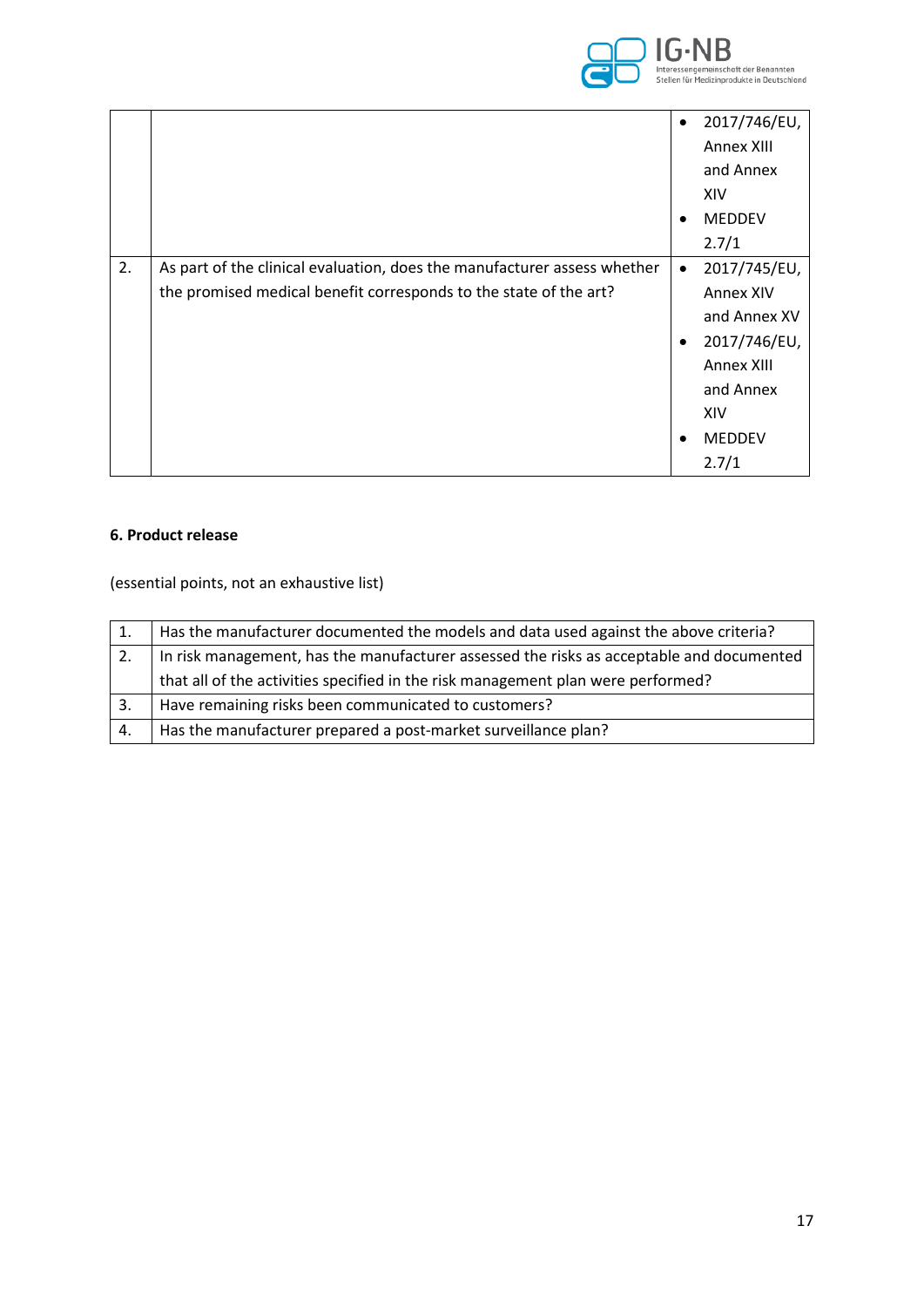| | | |
|---|---|---|
| | | • 2017/746/EU, Annex XIII and Annex XIV<br>• MEDDEV 2.7/1 |
| 2. | As part of the clinical evaluation, does the manufacturer assess whether the promised medical benefit corresponds to the state of the art? | • 2017/745/EU, Annex XIV and Annex XV<br>• 2017/746/EU, Annex XIII and Annex XIV<br>• MEDDEV 2.7/1 |

**6. Product release**

(essential points, not an exhaustive list)

| | |
|---|---|
| 1. | Has the manufacturer documented the models and data used against the above criteria? |
| 2. | In risk management, has the manufacturer assessed the risks as acceptable and documented that all of the activities specified in the risk management plan were performed? |
| 3. | Have remaining risks been communicated to customers? |
| 4. | Has the manufacturer prepared a post-market surveillance plan? |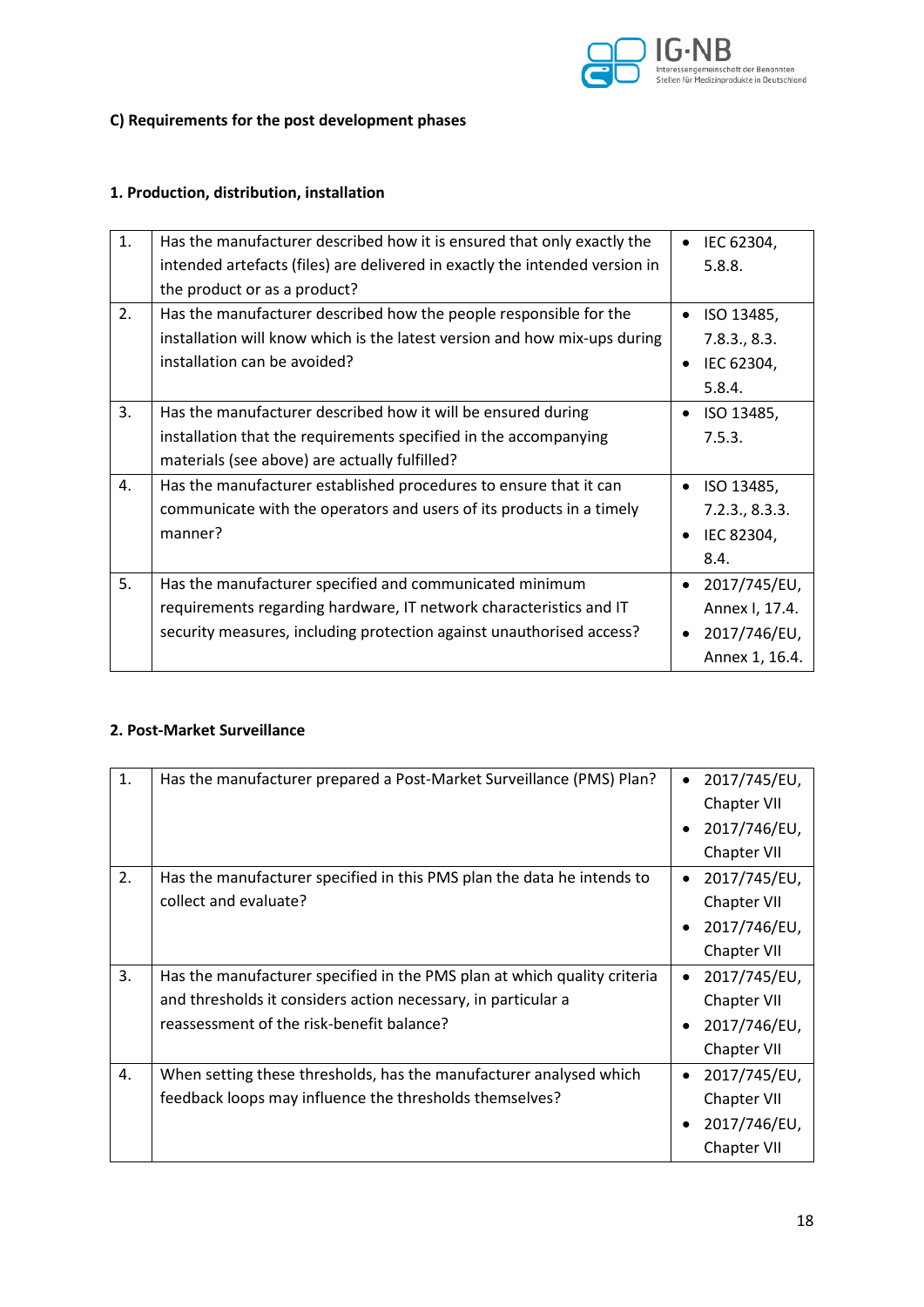**C) Requirements for the post development phases**

**1. Production, distribution, installation**

| | | |
|---|---|---|
| 1. | Has the manufacturer described how it is ensured that only exactly the intended artefacts (files) are delivered in exactly the intended version in the product or as a product? | • IEC 62304, 5.8.8. |
| 2. | Has the manufacturer described how the people responsible for the installation will know which is the latest version and how mix-ups during installation can be avoided? | • ISO 13485, 7.8.3., 8.3.<br>• IEC 62304, 5.8.4. |
| 3. | Has the manufacturer described how it will be ensured during installation that the requirements specified in the accompanying materials (see above) are actually fulfilled? | • ISO 13485, 7.5.3. |
| 4. | Has the manufacturer established procedures to ensure that it can communicate with the operators and users of its products in a timely manner? | • ISO 13485, 7.2.3., 8.3.3.<br>• IEC 82304, 8.4. |
| 5. | Has the manufacturer specified and communicated minimum requirements regarding hardware, IT network characteristics and IT security measures, including protection against unauthorised access? | • 2017/745/EU, Annex I, 17.4.<br>• 2017/746/EU, Annex 1, 16.4. |

**2. Post-Market Surveillance**

| | | |
|---|---|---|
| 1. | Has the manufacturer prepared a Post-Market Surveillance (PMS) Plan? | • 2017/745/EU, Chapter VII<br>• 2017/746/EU, Chapter VII |
| 2. | Has the manufacturer specified in this PMS plan the data he intends to collect and evaluate? | • 2017/745/EU, Chapter VII<br>• 2017/746/EU, Chapter VII |
| 3. | Has the manufacturer specified in the PMS plan at which quality criteria and thresholds it considers action necessary, in particular a reassessment of the risk-benefit balance? | • 2017/745/EU, Chapter VII<br>• 2017/746/EU, Chapter VII |
| 4. | When setting these thresholds, has the manufacturer analysed which feedback loops may influence the thresholds themselves? | • 2017/745/EU, Chapter VII<br>• 2017/746/EU, Chapter VII |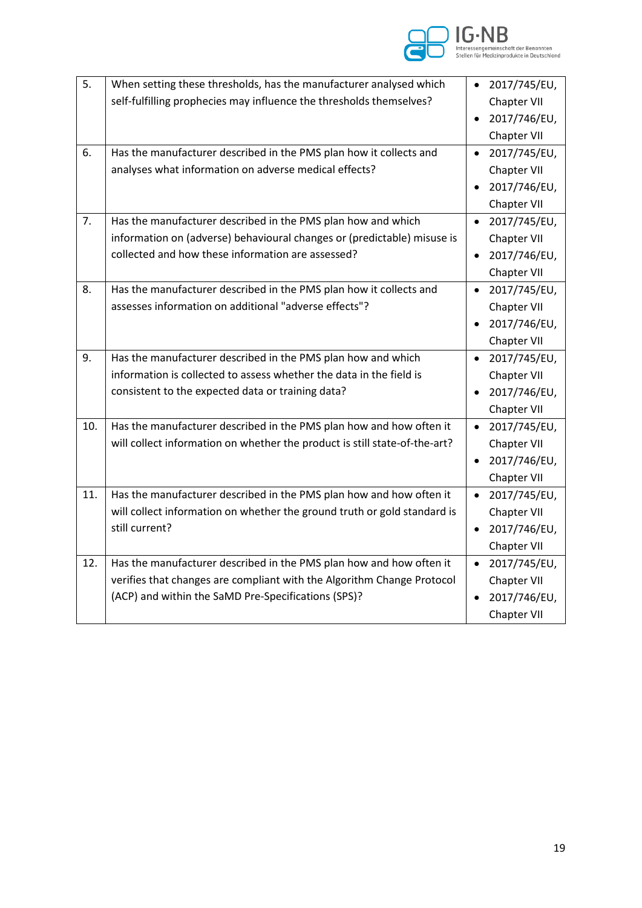| | | |
|---|---|---|
| 5. | When setting these thresholds, has the manufacturer analysed which self-fulfilling prophecies may influence the thresholds themselves? | • 2017/745/EU, Chapter VII<br>• 2017/746/EU, Chapter VII |
| 6. | Has the manufacturer described in the PMS plan how it collects and analyses what information on adverse medical effects? | • 2017/745/EU, Chapter VII<br>• 2017/746/EU, Chapter VII |
| 7. | Has the manufacturer described in the PMS plan how and which information on (adverse) behavioural changes or (predictable) misuse is collected and how these information are assessed? | • 2017/745/EU, Chapter VII<br>• 2017/746/EU, Chapter VII |
| 8. | Has the manufacturer described in the PMS plan how it collects and assesses information on additional "adverse effects"? | • 2017/745/EU, Chapter VII<br>• 2017/746/EU, Chapter VII |
| 9. | Has the manufacturer described in the PMS plan how and which information is collected to assess whether the data in the field is consistent to the expected data or training data? | • 2017/745/EU, Chapter VII<br>• 2017/746/EU, Chapter VII |
| 10. | Has the manufacturer described in the PMS plan how and how often it will collect information on whether the product is still state-of-the-art? | • 2017/745/EU, Chapter VII<br>• 2017/746/EU, Chapter VII |
| 11. | Has the manufacturer described in the PMS plan how and how often it will collect information on whether the ground truth or gold standard is still current? | • 2017/745/EU, Chapter VII<br>• 2017/746/EU, Chapter VII |
| 12. | Has the manufacturer described in the PMS plan how and how often it verifies that changes are compliant with the Algorithm Change Protocol (ACP) and within the SaMD Pre-Specifications (SPS)? | • 2017/745/EU, Chapter VII<br>• 2017/746/EU, Chapter VII |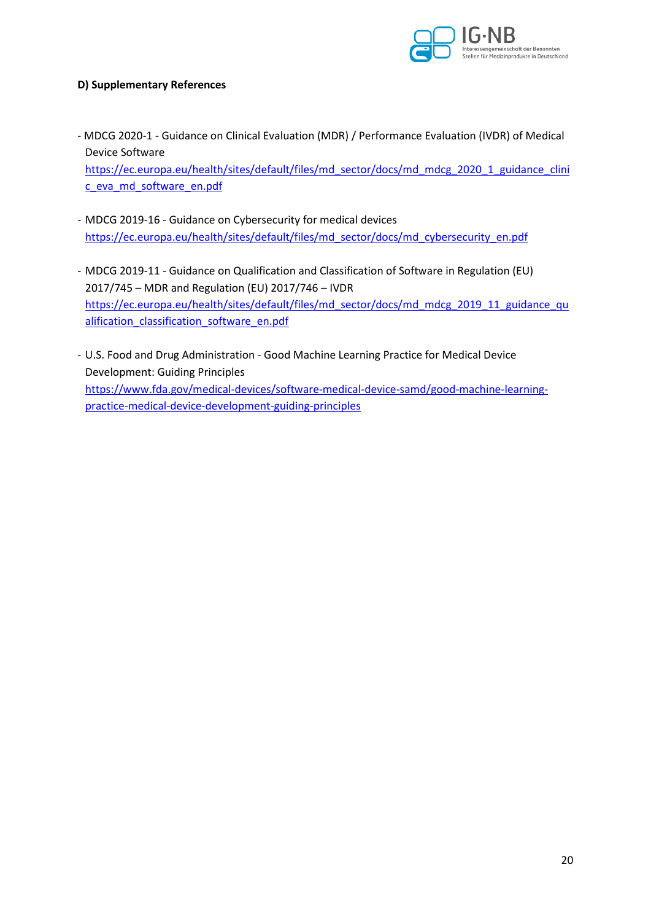**D) Supplementary References**

- MDCG 2020-1 - Guidance on Clinical Evaluation (MDR) / Performance Evaluation (IVDR) of Medical Device Software
  https://ec.europa.eu/health/sites/default/files/md_sector/docs/md_mdcg_2020_1_guidance_clinic_eva_md_software_en.pdf

- MDCG 2019-16 - Guidance on Cybersecurity for medical devices
  https://ec.europa.eu/health/sites/default/files/md_sector/docs/md_cybersecurity_en.pdf

- MDCG 2019-11 - Guidance on Qualification and Classification of Software in Regulation (EU) 2017/745 – MDR and Regulation (EU) 2017/746 – IVDR
  https://ec.europa.eu/health/sites/default/files/md_sector/docs/md_mdcg_2019_11_guidance_qualification_classification_software_en.pdf

- U.S. Food and Drug Administration - Good Machine Learning Practice for Medical Device Development: Guiding Principles
  https://www.fda.gov/medical-devices/software-medical-device-samd/good-machine-learning-practice-medical-device-development-guiding-principles